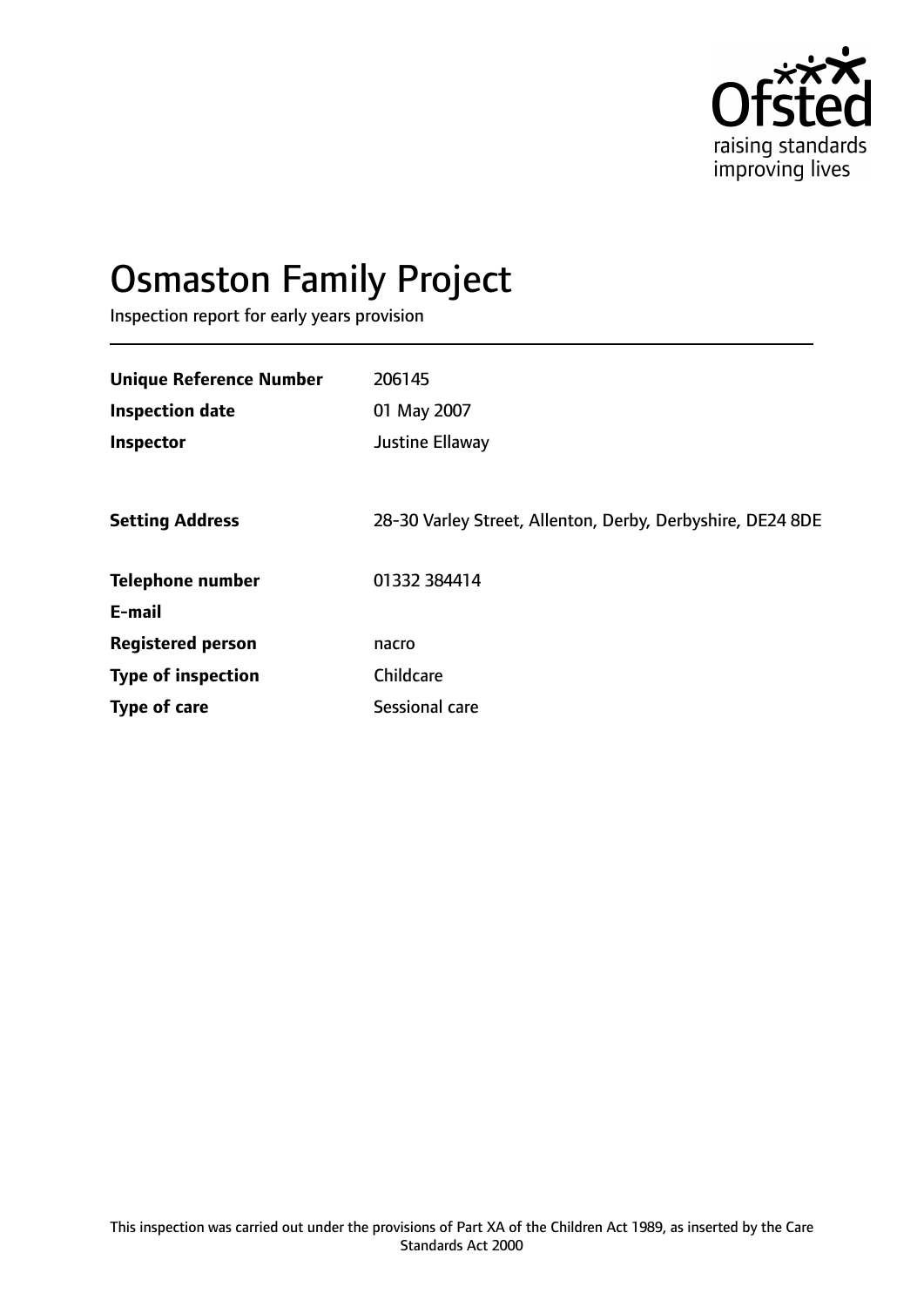Ofsted

raising standards
improving lives

# Osmaston Family Project

Inspection report for early years provision

| | |
|---|---|
| **Unique Reference Number** | 206145 |
| **Inspection date** | 01 May 2007 |
| **Inspector** | Justine Ellaway |
| | |
| **Setting Address** | 28-30 Varley Street, Allenton, Derby, Derbyshire, DE24 8DE |
| | |
| **Telephone number** | 01332 384414 |
| **E-mail** | |
| **Registered person** | nacro |
| **Type of inspection** | Childcare |
| **Type of care** | Sessional care |

This inspection was carried out under the provisions of Part XA of the Children Act 1989, as inserted by the Care Standards Act 2000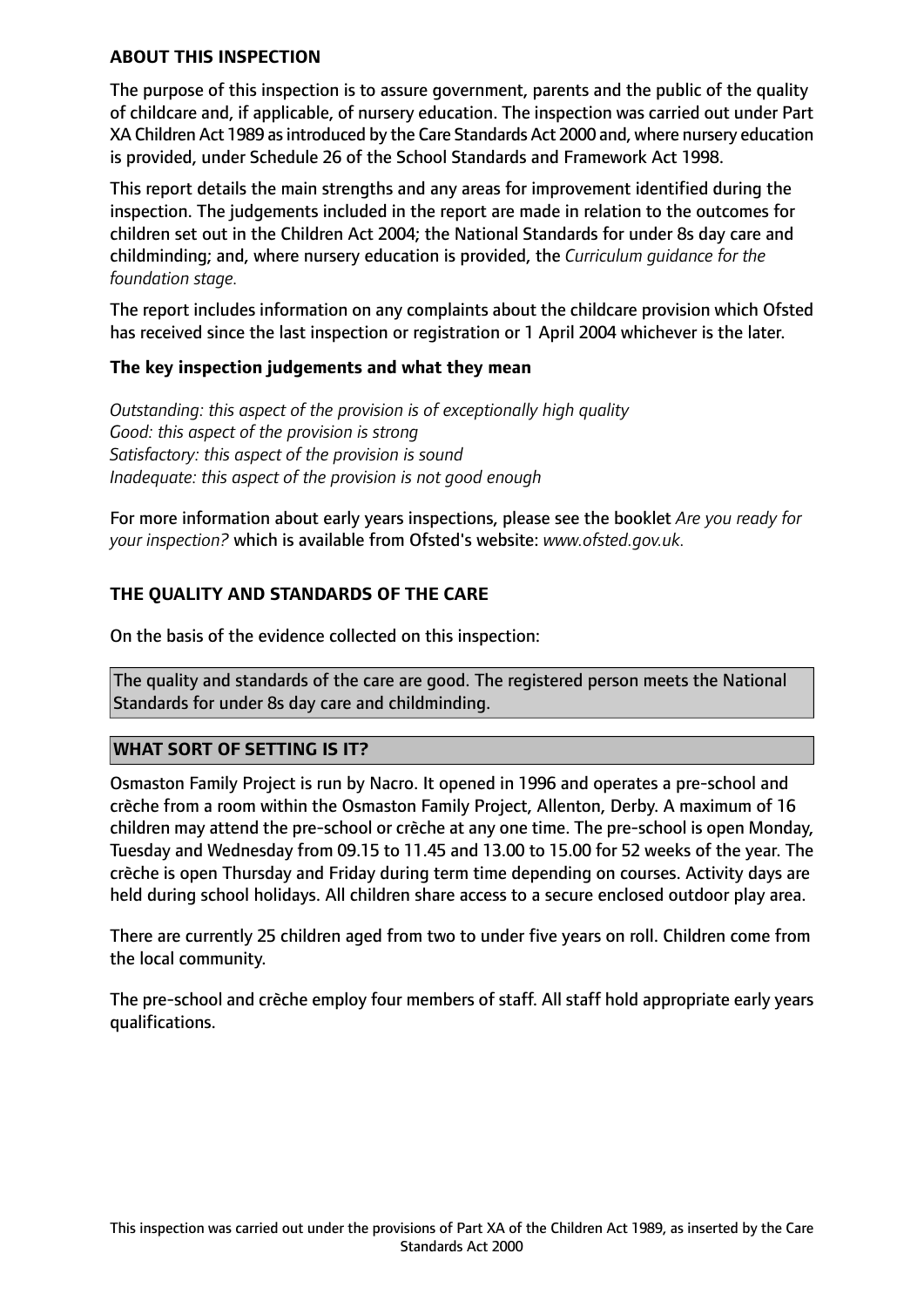## ABOUT THIS INSPECTION

The purpose of this inspection is to assure government, parents and the public of the quality of childcare and, if applicable, of nursery education. The inspection was carried out under Part XA Children Act 1989 as introduced by the Care Standards Act 2000 and, where nursery education is provided, under Schedule 26 of the School Standards and Framework Act 1998.

This report details the main strengths and any areas for improvement identified during the inspection. The judgements included in the report are made in relation to the outcomes for children set out in the Children Act 2004; the National Standards for under 8s day care and childminding; and, where nursery education is provided, the *Curriculum guidance for the foundation stage.*

The report includes information on any complaints about the childcare provision which Ofsted has received since the last inspection or registration or 1 April 2004 whichever is the later.

### The key inspection judgements and what they mean

*Outstanding: this aspect of the provision is of exceptionally high quality*
*Good: this aspect of the provision is strong*
*Satisfactory: this aspect of the provision is sound*
*Inadequate: this aspect of the provision is not good enough*

For more information about early years inspections, please see the booklet *Are you ready for your inspection?* which is available from Ofsted's website: *www.ofsted.gov.uk.*

## THE QUALITY AND STANDARDS OF THE CARE

On the basis of the evidence collected on this inspection:

The quality and standards of the care are good. The registered person meets the National Standards for under 8s day care and childminding.

## WHAT SORT OF SETTING IS IT?

Osmaston Family Project is run by Nacro. It opened in 1996 and operates a pre-school and crèche from a room within the Osmaston Family Project, Allenton, Derby. A maximum of 16 children may attend the pre-school or crèche at any one time. The pre-school is open Monday, Tuesday and Wednesday from 09.15 to 11.45 and 13.00 to 15.00 for 52 weeks of the year. The crèche is open Thursday and Friday during term time depending on courses. Activity days are held during school holidays. All children share access to a secure enclosed outdoor play area.

There are currently 25 children aged from two to under five years on roll. Children come from the local community.

The pre-school and crèche employ four members of staff. All staff hold appropriate early years qualifications.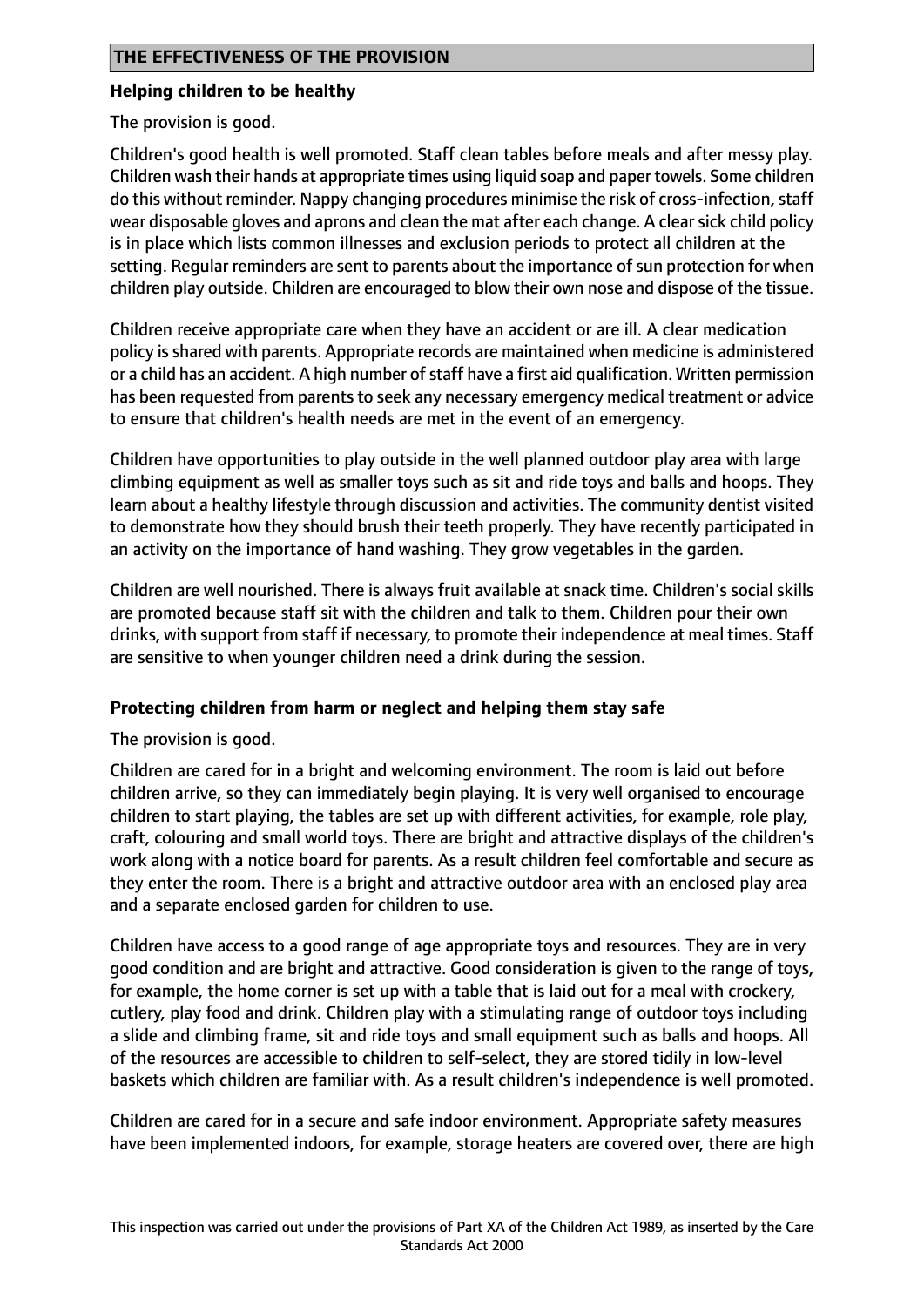## THE EFFECTIVENESS OF THE PROVISION

### Helping children to be healthy

The provision is good.

Children's good health is well promoted. Staff clean tables before meals and after messy play. Children wash their hands at appropriate times using liquid soap and paper towels. Some children do this without reminder. Nappy changing procedures minimise the risk of cross-infection, staff wear disposable gloves and aprons and clean the mat after each change. A clear sick child policy is in place which lists common illnesses and exclusion periods to protect all children at the setting. Regular reminders are sent to parents about the importance of sun protection for when children play outside. Children are encouraged to blow their own nose and dispose of the tissue.

Children receive appropriate care when they have an accident or are ill. A clear medication policy is shared with parents. Appropriate records are maintained when medicine is administered or a child has an accident. A high number of staff have a first aid qualification. Written permission has been requested from parents to seek any necessary emergency medical treatment or advice to ensure that children's health needs are met in the event of an emergency.

Children have opportunities to play outside in the well planned outdoor play area with large climbing equipment as well as smaller toys such as sit and ride toys and balls and hoops. They learn about a healthy lifestyle through discussion and activities. The community dentist visited to demonstrate how they should brush their teeth properly. They have recently participated in an activity on the importance of hand washing. They grow vegetables in the garden.

Children are well nourished. There is always fruit available at snack time. Children's social skills are promoted because staff sit with the children and talk to them. Children pour their own drinks, with support from staff if necessary, to promote their independence at meal times. Staff are sensitive to when younger children need a drink during the session.

### Protecting children from harm or neglect and helping them stay safe

The provision is good.

Children are cared for in a bright and welcoming environment. The room is laid out before children arrive, so they can immediately begin playing. It is very well organised to encourage children to start playing, the tables are set up with different activities, for example, role play, craft, colouring and small world toys. There are bright and attractive displays of the children's work along with a notice board for parents. As a result children feel comfortable and secure as they enter the room. There is a bright and attractive outdoor area with an enclosed play area and a separate enclosed garden for children to use.

Children have access to a good range of age appropriate toys and resources. They are in very good condition and are bright and attractive. Good consideration is given to the range of toys, for example, the home corner is set up with a table that is laid out for a meal with crockery, cutlery, play food and drink. Children play with a stimulating range of outdoor toys including a slide and climbing frame, sit and ride toys and small equipment such as balls and hoops. All of the resources are accessible to children to self-select, they are stored tidily in low-level baskets which children are familiar with. As a result children's independence is well promoted.

Children are cared for in a secure and safe indoor environment. Appropriate safety measures have been implemented indoors, for example, storage heaters are covered over, there are high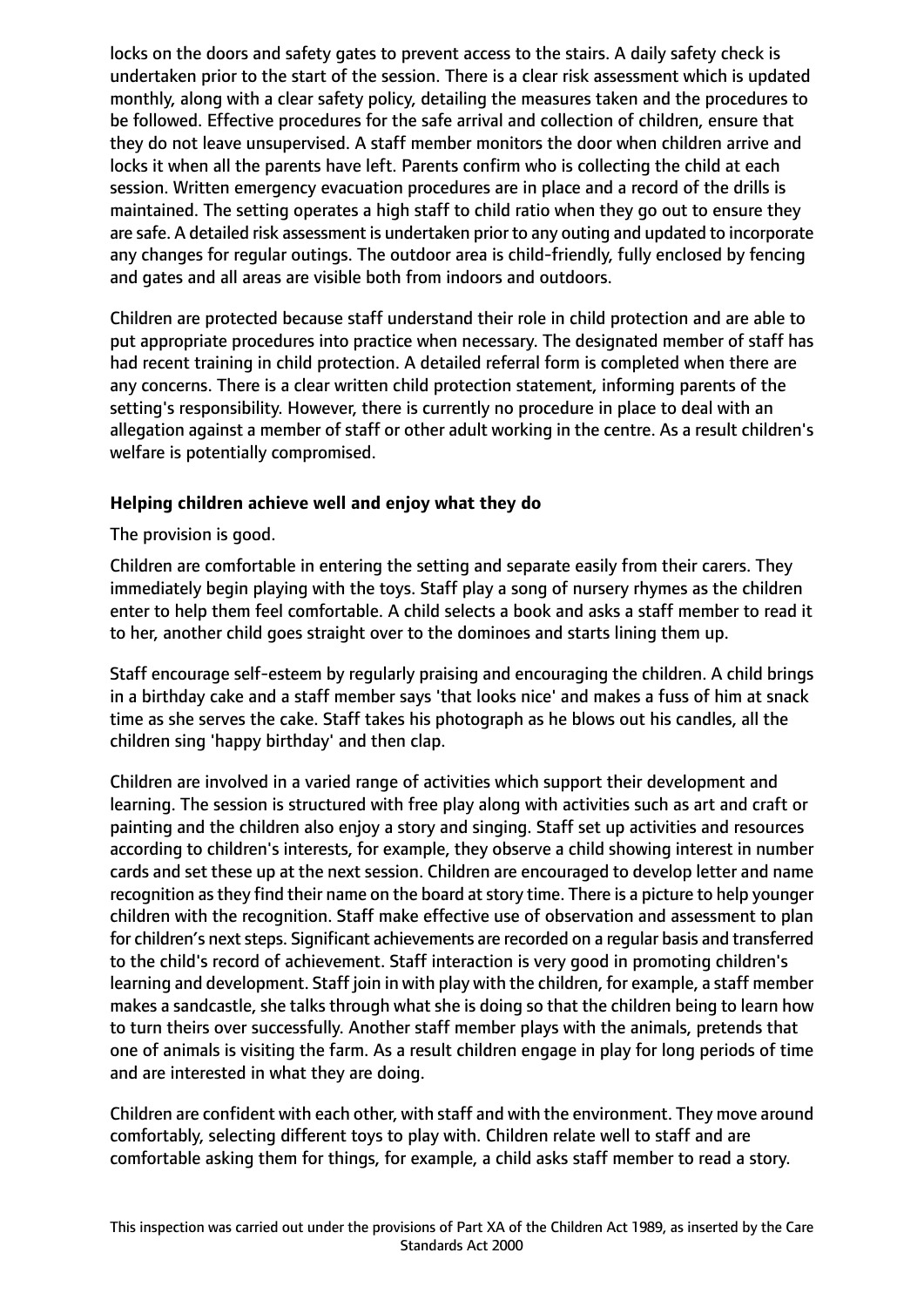locks on the doors and safety gates to prevent access to the stairs. A daily safety check is undertaken prior to the start of the session. There is a clear risk assessment which is updated monthly, along with a clear safety policy, detailing the measures taken and the procedures to be followed. Effective procedures for the safe arrival and collection of children, ensure that they do not leave unsupervised. A staff member monitors the door when children arrive and locks it when all the parents have left. Parents confirm who is collecting the child at each session. Written emergency evacuation procedures are in place and a record of the drills is maintained. The setting operates a high staff to child ratio when they go out to ensure they are safe. A detailed risk assessment is undertaken prior to any outing and updated to incorporate any changes for regular outings. The outdoor area is child-friendly, fully enclosed by fencing and gates and all areas are visible both from indoors and outdoors.

Children are protected because staff understand their role in child protection and are able to put appropriate procedures into practice when necessary. The designated member of staff has had recent training in child protection. A detailed referral form is completed when there are any concerns. There is a clear written child protection statement, informing parents of the setting's responsibility. However, there is currently no procedure in place to deal with an allegation against a member of staff or other adult working in the centre. As a result children's welfare is potentially compromised.

**Helping children achieve well and enjoy what they do**

The provision is good.

Children are comfortable in entering the setting and separate easily from their carers. They immediately begin playing with the toys. Staff play a song of nursery rhymes as the children enter to help them feel comfortable. A child selects a book and asks a staff member to read it to her, another child goes straight over to the dominoes and starts lining them up.

Staff encourage self-esteem by regularly praising and encouraging the children. A child brings in a birthday cake and a staff member says 'that looks nice' and makes a fuss of him at snack time as she serves the cake. Staff takes his photograph as he blows out his candles, all the children sing 'happy birthday' and then clap.

Children are involved in a varied range of activities which support their development and learning. The session is structured with free play along with activities such as art and craft or painting and the children also enjoy a story and singing. Staff set up activities and resources according to children's interests, for example, they observe a child showing interest in number cards and set these up at the next session. Children are encouraged to develop letter and name recognition as they find their name on the board at story time. There is a picture to help younger children with the recognition. Staff make effective use of observation and assessment to plan for children's next steps. Significant achievements are recorded on a regular basis and transferred to the child's record of achievement. Staff interaction is very good in promoting children's learning and development. Staff join in with play with the children, for example, a staff member makes a sandcastle, she talks through what she is doing so that the children being to learn how to turn theirs over successfully. Another staff member plays with the animals, pretends that one of animals is visiting the farm. As a result children engage in play for long periods of time and are interested in what they are doing.

Children are confident with each other, with staff and with the environment. They move around comfortably, selecting different toys to play with. Children relate well to staff and are comfortable asking them for things, for example, a child asks staff member to read a story.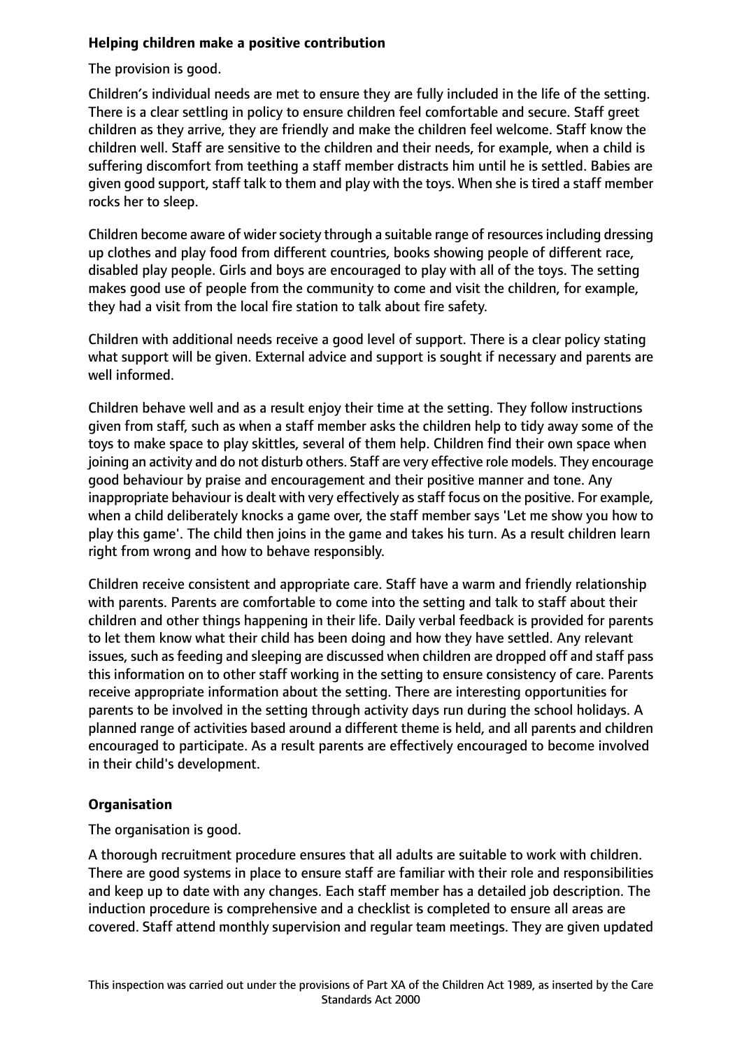**Helping children make a positive contribution**

The provision is good.

Children's individual needs are met to ensure they are fully included in the life of the setting. There is a clear settling in policy to ensure children feel comfortable and secure. Staff greet children as they arrive, they are friendly and make the children feel welcome. Staff know the children well. Staff are sensitive to the children and their needs, for example, when a child is suffering discomfort from teething a staff member distracts him until he is settled. Babies are given good support, staff talk to them and play with the toys. When she is tired a staff member rocks her to sleep.

Children become aware of wider society through a suitable range of resources including dressing up clothes and play food from different countries, books showing people of different race, disabled play people. Girls and boys are encouraged to play with all of the toys. The setting makes good use of people from the community to come and visit the children, for example, they had a visit from the local fire station to talk about fire safety.

Children with additional needs receive a good level of support. There is a clear policy stating what support will be given. External advice and support is sought if necessary and parents are well informed.

Children behave well and as a result enjoy their time at the setting. They follow instructions given from staff, such as when a staff member asks the children help to tidy away some of the toys to make space to play skittles, several of them help. Children find their own space when joining an activity and do not disturb others. Staff are very effective role models. They encourage good behaviour by praise and encouragement and their positive manner and tone. Any inappropriate behaviour is dealt with very effectively as staff focus on the positive. For example, when a child deliberately knocks a game over, the staff member says 'Let me show you how to play this game'. The child then joins in the game and takes his turn. As a result children learn right from wrong and how to behave responsibly.

Children receive consistent and appropriate care. Staff have a warm and friendly relationship with parents. Parents are comfortable to come into the setting and talk to staff about their children and other things happening in their life. Daily verbal feedback is provided for parents to let them know what their child has been doing and how they have settled. Any relevant issues, such as feeding and sleeping are discussed when children are dropped off and staff pass this information on to other staff working in the setting to ensure consistency of care. Parents receive appropriate information about the setting. There are interesting opportunities for parents to be involved in the setting through activity days run during the school holidays. A planned range of activities based around a different theme is held, and all parents and children encouraged to participate. As a result parents are effectively encouraged to become involved in their child's development.

**Organisation**

The organisation is good.

A thorough recruitment procedure ensures that all adults are suitable to work with children. There are good systems in place to ensure staff are familiar with their role and responsibilities and keep up to date with any changes. Each staff member has a detailed job description. The induction procedure is comprehensive and a checklist is completed to ensure all areas are covered. Staff attend monthly supervision and regular team meetings. They are given updated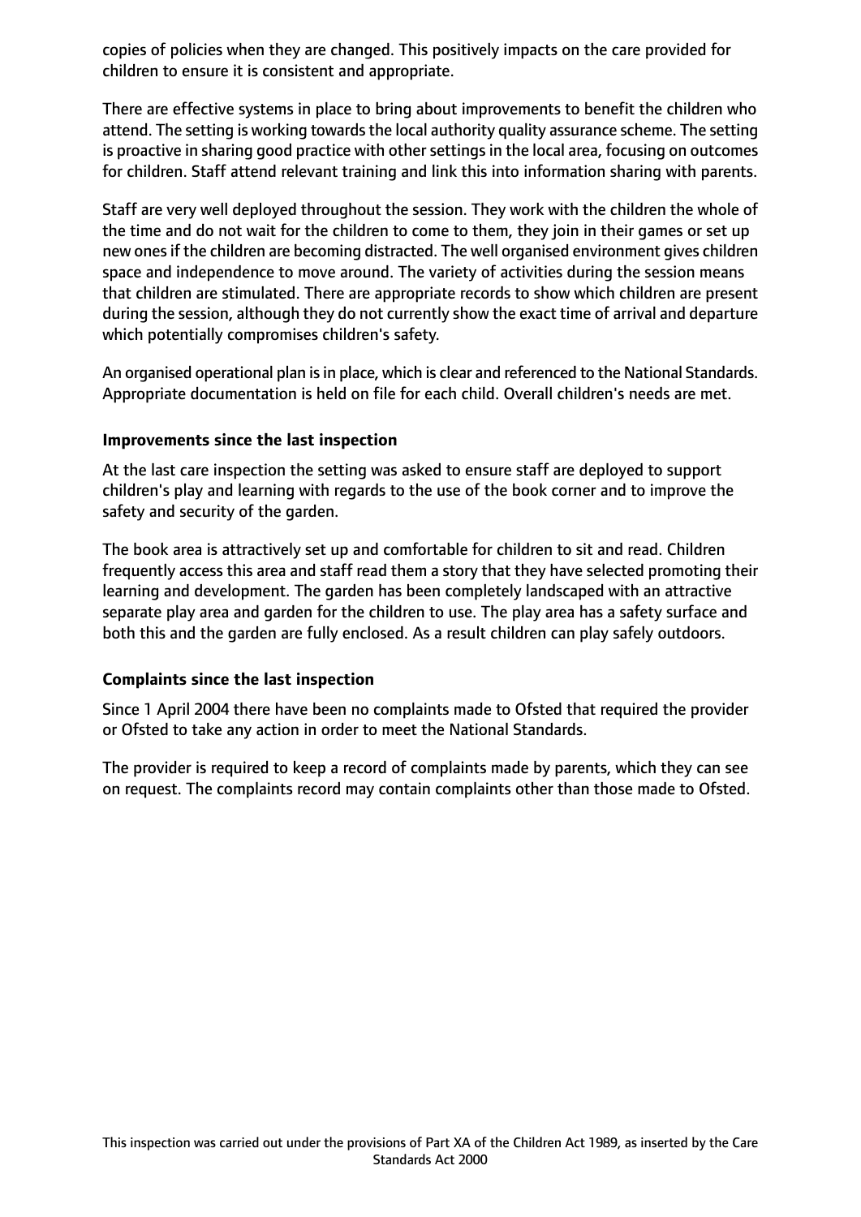copies of policies when they are changed. This positively impacts on the care provided for children to ensure it is consistent and appropriate.

There are effective systems in place to bring about improvements to benefit the children who attend. The setting is working towards the local authority quality assurance scheme. The setting is proactive in sharing good practice with other settings in the local area, focusing on outcomes for children. Staff attend relevant training and link this into information sharing with parents.

Staff are very well deployed throughout the session. They work with the children the whole of the time and do not wait for the children to come to them, they join in their games or set up new ones if the children are becoming distracted. The well organised environment gives children space and independence to move around. The variety of activities during the session means that children are stimulated. There are appropriate records to show which children are present during the session, although they do not currently show the exact time of arrival and departure which potentially compromises children's safety.

An organised operational plan is in place, which is clear and referenced to the National Standards. Appropriate documentation is held on file for each child. Overall children's needs are met.

**Improvements since the last inspection**

At the last care inspection the setting was asked to ensure staff are deployed to support children's play and learning with regards to the use of the book corner and to improve the safety and security of the garden.

The book area is attractively set up and comfortable for children to sit and read. Children frequently access this area and staff read them a story that they have selected promoting their learning and development. The garden has been completely landscaped with an attractive separate play area and garden for the children to use. The play area has a safety surface and both this and the garden are fully enclosed. As a result children can play safely outdoors.

**Complaints since the last inspection**

Since 1 April 2004 there have been no complaints made to Ofsted that required the provider or Ofsted to take any action in order to meet the National Standards.

The provider is required to keep a record of complaints made by parents, which they can see on request. The complaints record may contain complaints other than those made to Ofsted.

This inspection was carried out under the provisions of Part XA of the Children Act 1989, as inserted by the Care Standards Act 2000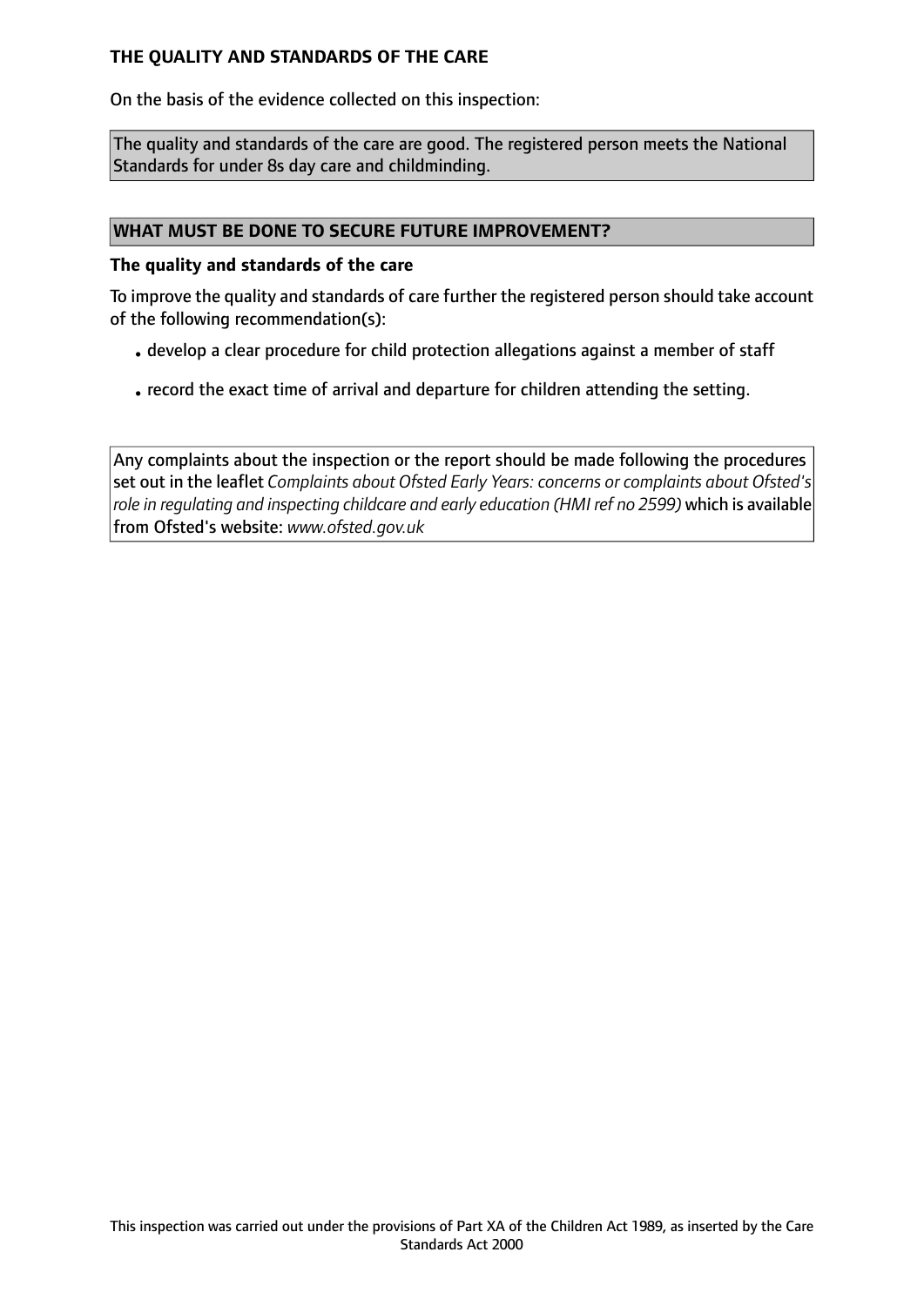## THE QUALITY AND STANDARDS OF THE CARE

On the basis of the evidence collected on this inspection:

The quality and standards of the care are good. The registered person meets the National Standards for under 8s day care and childminding.

## WHAT MUST BE DONE TO SECURE FUTURE IMPROVEMENT?

### The quality and standards of the care

To improve the quality and standards of care further the registered person should take account of the following recommendation(s):

- develop a clear procedure for child protection allegations against a member of staff
- record the exact time of arrival and departure for children attending the setting.

Any complaints about the inspection or the report should be made following the procedures set out in the leaflet *Complaints about Ofsted Early Years: concerns or complaints about Ofsted's role in regulating and inspecting childcare and early education (HMI ref no 2599)* which is available from Ofsted's website: *www.ofsted.gov.uk*

This inspection was carried out under the provisions of Part XA of the Children Act 1989, as inserted by the Care Standards Act 2000